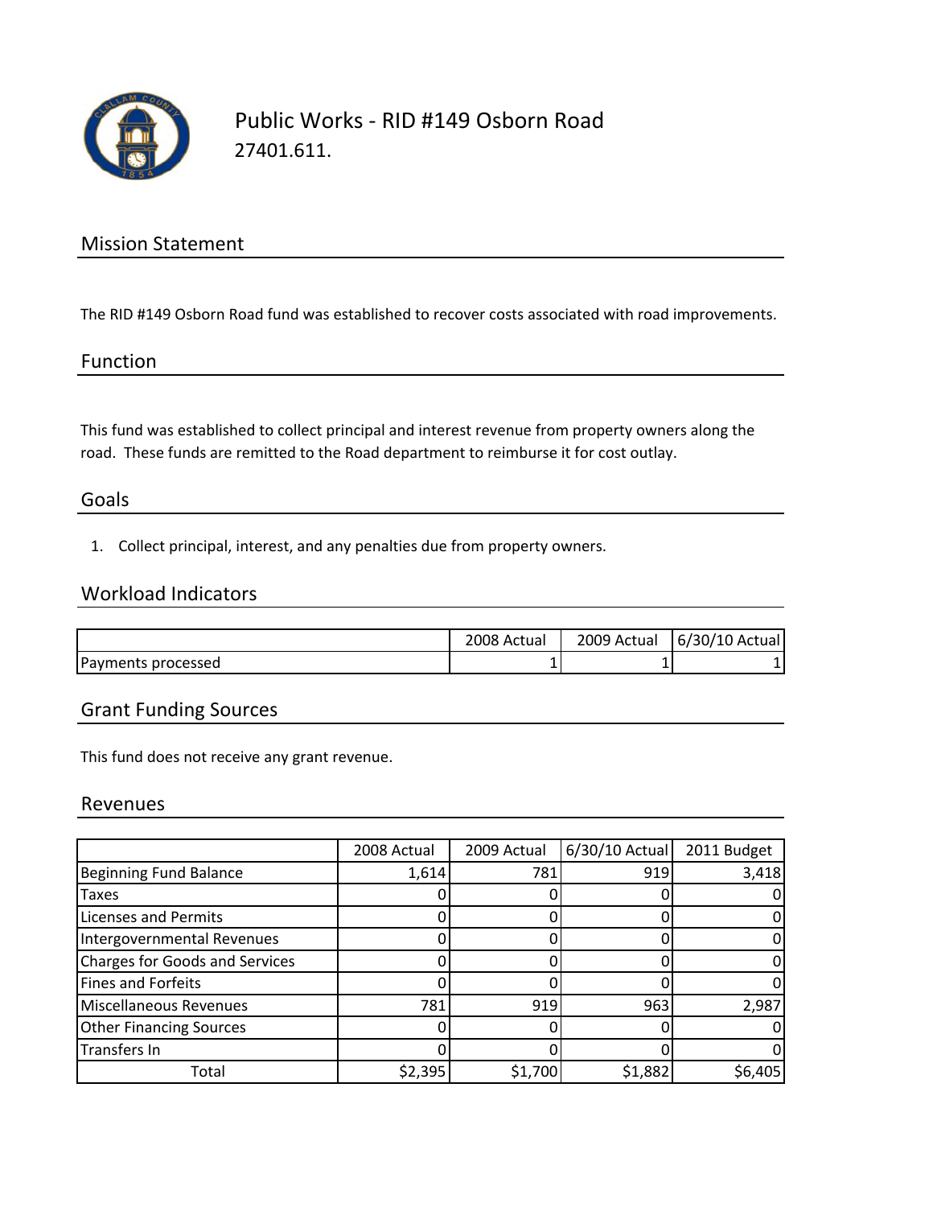# Public Works - RID #149 Osborn Road

27401.611.

## Mission Statement

The RID #149 Osborn Road fund was established to recover costs associated with road improvements.

## Function

This fund was established to collect principal and interest revenue from property owners along the road. These funds are remitted to the Road department to reimburse it for cost outlay.

## Goals

1. Collect principal, interest, and any penalties due from property owners.

## Workload Indicators

| | 2008 Actual | 2009 Actual | 6/30/10 Actual |
|---|---|---|---|
| Payments processed | 1 | 1 | 1 |

## Grant Funding Sources

This fund does not receive any grant revenue.

## Revenues

| | 2008 Actual | 2009 Actual | 6/30/10 Actual | 2011 Budget |
|---|---|---|---|---|
| Beginning Fund Balance | 1,614 | 781 | 919 | 3,418 |
| Taxes | 0 | 0 | 0 | 0 |
| Licenses and Permits | 0 | 0 | 0 | 0 |
| Intergovernmental Revenues | 0 | 0 | 0 | 0 |
| Charges for Goods and Services | 0 | 0 | 0 | 0 |
| Fines and Forfeits | 0 | 0 | 0 | 0 |
| Miscellaneous Revenues | 781 | 919 | 963 | 2,987 |
| Other Financing Sources | 0 | 0 | 0 | 0 |
| Transfers In | 0 | 0 | 0 | 0 |
| Total | $2,395 | $1,700 | $1,882 | $6,405 |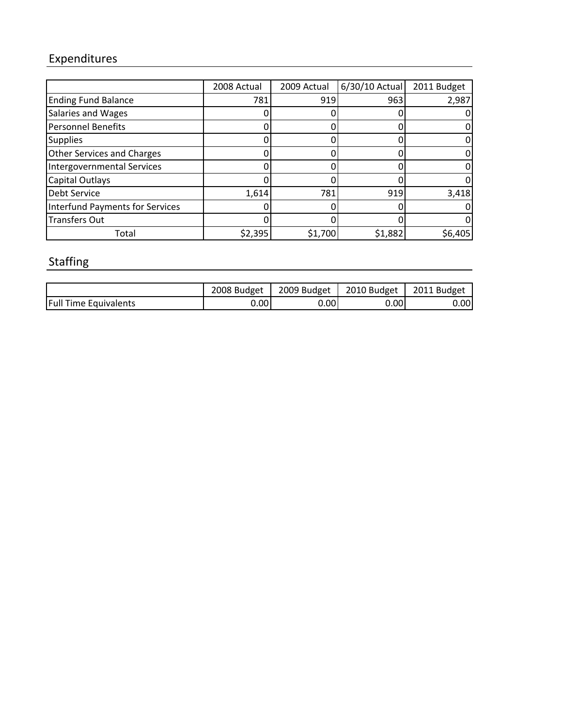## Expenditures

| | 2008 Actual | 2009 Actual | 6/30/10 Actual | 2011 Budget |
|---|---|---|---|---|
| Ending Fund Balance | 781 | 919 | 963 | 2,987 |
| Salaries and Wages | 0 | 0 | 0 | 0 |
| Personnel Benefits | 0 | 0 | 0 | 0 |
| Supplies | 0 | 0 | 0 | 0 |
| Other Services and Charges | 0 | 0 | 0 | 0 |
| Intergovernmental Services | 0 | 0 | 0 | 0 |
| Capital Outlays | 0 | 0 | 0 | 0 |
| Debt Service | 1,614 | 781 | 919 | 3,418 |
| Interfund Payments for Services | 0 | 0 | 0 | 0 |
| Transfers Out | 0 | 0 | 0 | 0 |
| Total | $2,395 | $1,700 | $1,882 | $6,405 |

## Staffing

| | 2008 Budget | 2009 Budget | 2010 Budget | 2011 Budget |
|---|---|---|---|---|
| Full Time Equivalents | 0.00 | 0.00 | 0.00 | 0.00 |